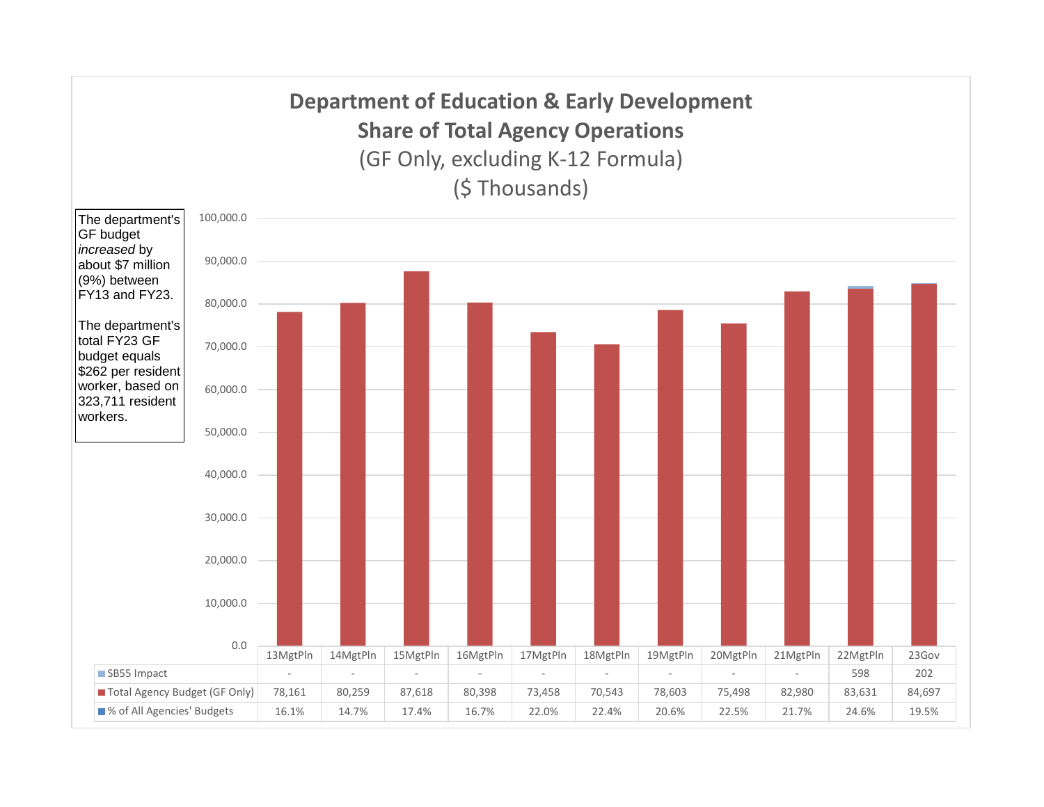# Department of Education & Early Development
## Share of Total Agency Operations
(GF Only, excluding K-12 Formula)
($ Thousands)

The department's GF budget *increased* by about $7 million (9%) between FY13 and FY23.

The department's total FY23 GF budget equals $262 per resident worker, based on 323,711 resident workers.

| | 13MgtPln | 14MgtPln | 15MgtPln | 16MgtPln | 17MgtPln | 18MgtPln | 19MgtPln | 20MgtPln | 21MgtPln | 22MgtPln | 23Gov |
|---|---|---|---|---|---|---|---|---|---|---|---|
| SB55 Impact | - | - | - | - | - | - | - | - | - | 598 | 202 |
| Total Agency Budget (GF Only) | 78,161 | 80,259 | 87,618 | 80,398 | 73,458 | 70,543 | 78,603 | 75,498 | 82,980 | 83,631 | 84,697 |
| % of All Agencies' Budgets | 16.1% | 14.7% | 17.4% | 16.7% | 22.0% | 22.4% | 20.6% | 22.5% | 21.7% | 24.6% | 19.5% |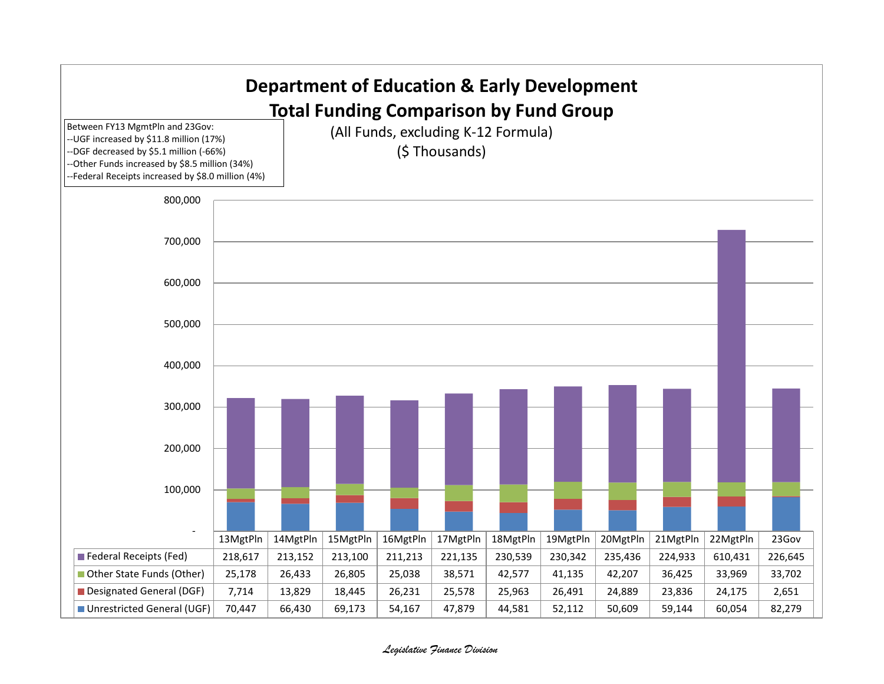# Department of Education & Early Development
## Total Funding Comparison by Fund Group

(All Funds, excluding K-12 Formula)
($ Thousands)

Between FY13 MgmtPln and 23Gov:
--UGF increased by $11.8 million (17%)
--DGF decreased by $5.1 million (-66%)
--Other Funds increased by $8.5 million (34%)
--Federal Receipts increased by $8.0 million (4%)

| | 13MgtPln | 14MgtPln | 15MgtPln | 16MgtPln | 17MgtPln | 18MgtPln | 19MgtPln | 20MgtPln | 21MgtPln | 22MgtPln | 23Gov |
|---|---|---|---|---|---|---|---|---|---|---|---|
| Federal Receipts (Fed) | 218,617 | 213,152 | 213,100 | 211,213 | 221,135 | 230,539 | 230,342 | 235,436 | 224,933 | 610,431 | 226,645 |
| Other State Funds (Other) | 25,178 | 26,433 | 26,805 | 25,038 | 38,571 | 42,577 | 41,135 | 42,207 | 36,425 | 33,969 | 33,702 |
| Designated General (DGF) | 7,714 | 13,829 | 18,445 | 26,231 | 25,578 | 25,963 | 26,491 | 24,889 | 23,836 | 24,175 | 2,651 |
| Unrestricted General (UGF) | 70,447 | 66,430 | 69,173 | 54,167 | 47,879 | 44,581 | 52,112 | 50,609 | 59,144 | 60,054 | 82,279 |

*Legislative Finance Division*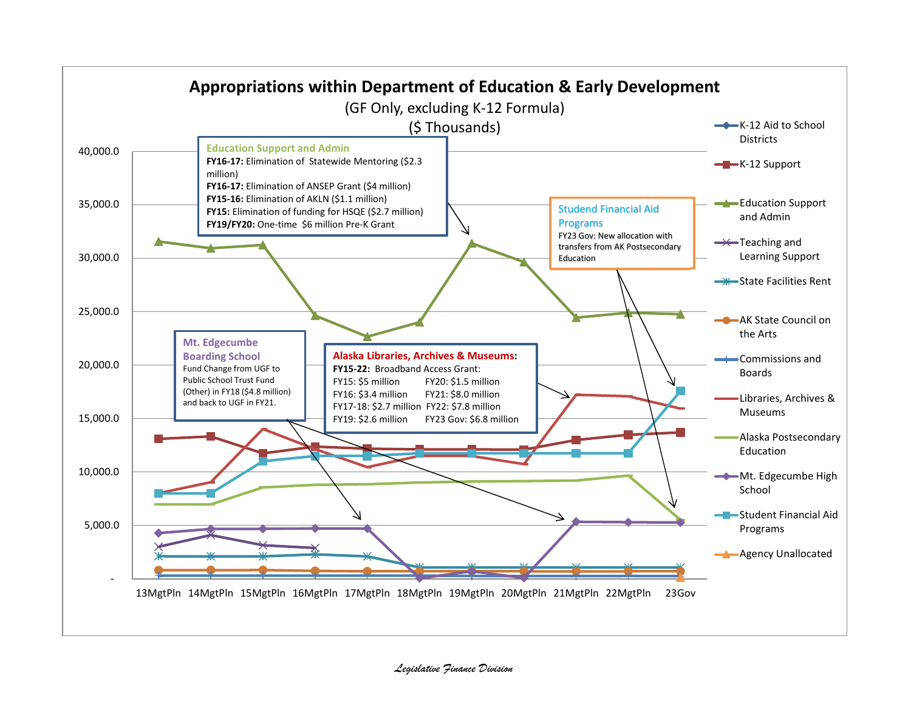# Appropriations within Department of Education & Early Development

(GF Only, excluding K-12 Formula)

($ Thousands)

**Education Support and Admin**

- **FY16-17:** Elimination of Statewide Mentoring ($2.3 million)
- **FY16-17:** Elimination of ANSEP Grant ($4 million)
- **FY15-16:** Elimination of AKLN ($1.1 million)
- **FY15:** Elimination of funding for HSQE ($2.7 million)
- **FY19/FY20:** One-time $6 million Pre-K Grant

**Studend Financial Aid Programs**

FY23 Gov: New allocation with transfers from AK Postsecondary Education

**Mt. Edgecumbe Boarding School**

Fund Change from UGF to Public School Trust Fund (Other) in FY18 ($4.8 million) and back to UGF in FY21.

**Alaska Libraries, Archives & Museums:**

**FY15-22:** Broadband Access Grant:

| | |
|---|---|
| FY15: $5 million | FY20: $1.5 million |
| FY16: $3.4 million | FY21: $8.0 million |
| FY17-18: $2.7 million | FY22: $7.8 million |
| FY19: $2.6 million | FY23 Gov: $6.8 million |

Y-axis: 40,000.0; 35,000.0; 30,000.0; 25,000.0; 20,000.0; 15,000.0; 10,000.0; 5,000.0; -

X-axis: 13MgtPln, 14MgtPln, 15MgtPln, 16MgtPln, 17MgtPln, 18MgtPln, 19MgtPln, 20MgtPln, 21MgtPln, 22MgtPln, 23Gov

Legend:
- K-12 Aid to School Districts
- K-12 Support
- Education Support and Admin
- Teaching and Learning Support
- State Facilities Rent
- AK State Council on the Arts
- Commissions and Boards
- Libraries, Archives & Museums
- Alaska Postsecondary Education
- Mt. Edgecumbe High School
- Student Financial Aid Programs
- Agency Unallocated

*Legislative Finance Division*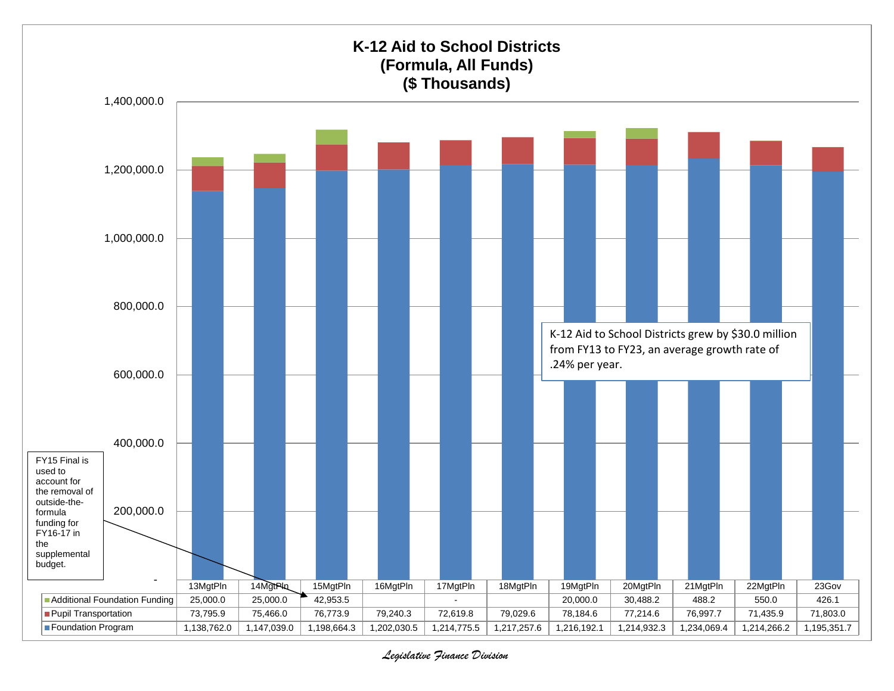# K-12 Aid to School Districts
## (Formula, All Funds)
## ($ Thousands)

1,400,000.0
1,200,000.0
1,000,000.0
800,000.0
600,000.0
400,000.0
200,000.0
-

K-12 Aid to School Districts grew by $30.0 million from FY13 to FY23, an average growth rate of .24% per year.

FY15 Final is used to account for the removal of outside-the-formula funding for FY16-17 in the supplemental budget.

| | 13MgtPln | 14MgtPln | 15MgtPln | 16MgtPln | 17MgtPln | 18MgtPln | 19MgtPln | 20MgtPln | 21MgtPln | 22MgtPln | 23Gov |
|---|---|---|---|---|---|---|---|---|---|---|---|
| Additional Foundation Funding | 25,000.0 | 25,000.0 | 42,953.5 | | - | | 20,000.0 | 30,488.2 | 488.2 | 550.0 | 426.1 |
| Pupil Transportation | 73,795.9 | 75,466.0 | 76,773.9 | 79,240.3 | 72,619.8 | 79,029.6 | 78,184.6 | 77,214.6 | 76,997.7 | 71,435.9 | 71,803.0 |
| Foundation Program | 1,138,762.0 | 1,147,039.0 | 1,198,664.3 | 1,202,030.5 | 1,214,775.5 | 1,217,257.6 | 1,216,192.1 | 1,214,932.3 | 1,234,069.4 | 1,214,266.2 | 1,195,351.7 |

*Legislative Finance Division*